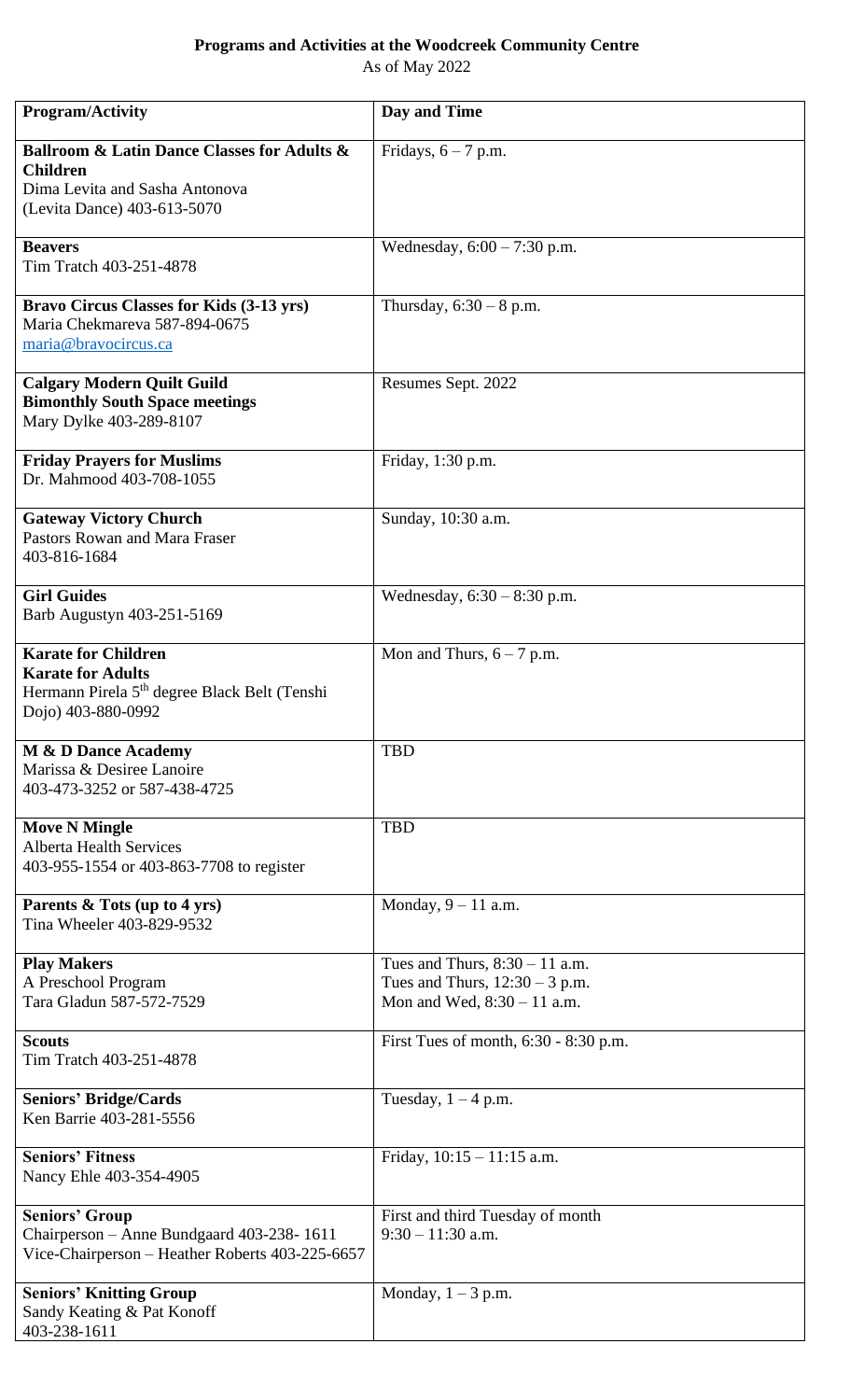**Programs and Activities at the Woodcreek Community Centre**

As of May 2022

| Program/Activity | Day and Time |
|---|---|
| **Ballroom & Latin Dance Classes for Adults & Children**<br>Dima Levita and Sasha Antonova<br>(Levita Dance) 403-613-5070 | Fridays, 6 – 7 p.m. |
| **Beavers**<br>Tim Tratch 403-251-4878 | Wednesday, 6:00 – 7:30 p.m. |
| **Bravo Circus Classes for Kids (3-13 yrs)**<br>Maria Chekmareva 587-894-0675<br>maria@bravocircus.ca | Thursday, 6:30 – 8 p.m. |
| **Calgary Modern Quilt Guild**<br>**Bimonthly South Space meetings**<br>Mary Dylke 403-289-8107 | Resumes Sept. 2022 |
| **Friday Prayers for Muslims**<br>Dr. Mahmood 403-708-1055 | Friday, 1:30 p.m. |
| **Gateway Victory Church**<br>Pastors Rowan and Mara Fraser<br>403-816-1684 | Sunday, 10:30 a.m. |
| **Girl Guides**<br>Barb Augustyn 403-251-5169 | Wednesday, 6:30 – 8:30 p.m. |
| **Karate for Children**<br>**Karate for Adults**<br>Hermann Pirela 5th degree Black Belt (Tenshi Dojo) 403-880-0992 | Mon and Thurs, 6 – 7 p.m. |
| **M & D Dance Academy**<br>Marissa & Desiree Lanoire<br>403-473-3252 or 587-438-4725 | TBD |
| **Move N Mingle**<br>Alberta Health Services<br>403-955-1554 or 403-863-7708 to register | TBD |
| **Parents & Tots (up to 4 yrs)**<br>Tina Wheeler 403-829-9532 | Monday, 9 – 11 a.m. |
| **Play Makers**<br>A Preschool Program<br>Tara Gladun 587-572-7529 | Tues and Thurs, 8:30 – 11 a.m.<br>Tues and Thurs, 12:30 – 3 p.m.<br>Mon and Wed, 8:30 – 11 a.m. |
| **Scouts**<br>Tim Tratch 403-251-4878 | First Tues of month, 6:30 - 8:30 p.m. |
| **Seniors' Bridge/Cards**<br>Ken Barrie 403-281-5556 | Tuesday, 1 – 4 p.m. |
| **Seniors' Fitness**<br>Nancy Ehle 403-354-4905 | Friday, 10:15 – 11:15 a.m. |
| **Seniors' Group**<br>Chairperson – Anne Bundgaard 403-238- 1611<br>Vice-Chairperson – Heather Roberts 403-225-6657 | First and third Tuesday of month<br>9:30 – 11:30 a.m. |
| **Seniors' Knitting Group**<br>Sandy Keating & Pat Konoff<br>403-238-1611 | Monday, 1 – 3 p.m. |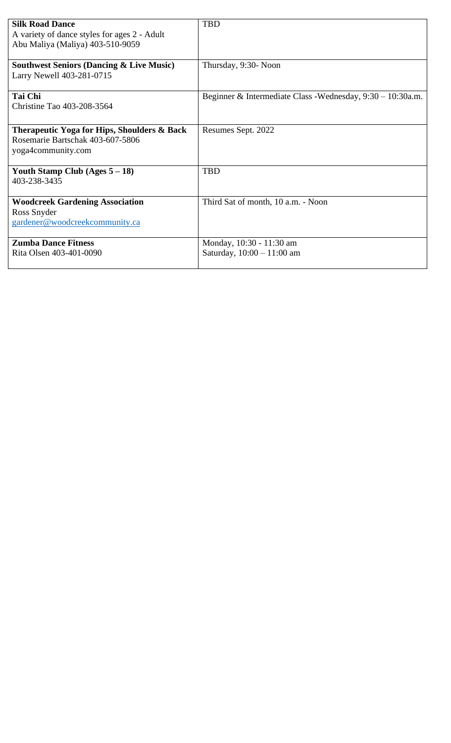| | |
|---|---|
| **Silk Road Dance**<br>A variety of dance styles for ages 2 - Adult<br>Abu Maliya (Maliya) 403-510-9059 | TBD |
| **Southwest Seniors (Dancing & Live Music)**<br>Larry Newell 403-281-0715 | Thursday, 9:30- Noon |
| **Tai Chi**<br>Christine Tao 403-208-3564 | Beginner & Intermediate Class -Wednesday, 9:30 – 10:30a.m. |
| **Therapeutic Yoga for Hips, Shoulders & Back**<br>Rosemarie Bartschak 403-607-5806<br>yoga4community.com | Resumes Sept. 2022 |
| **Youth Stamp Club (Ages 5 – 18)**<br>403-238-3435 | TBD |
| **Woodcreek Gardening Association**<br>Ross Snyder<br>gardener@woodcreekcommunity.ca | Third Sat of month, 10 a.m. - Noon |
| **Zumba Dance Fitness**<br>Rita Olsen 403-401-0090 | Monday, 10:30 - 11:30 am<br>Saturday, 10:00 – 11:00 am |